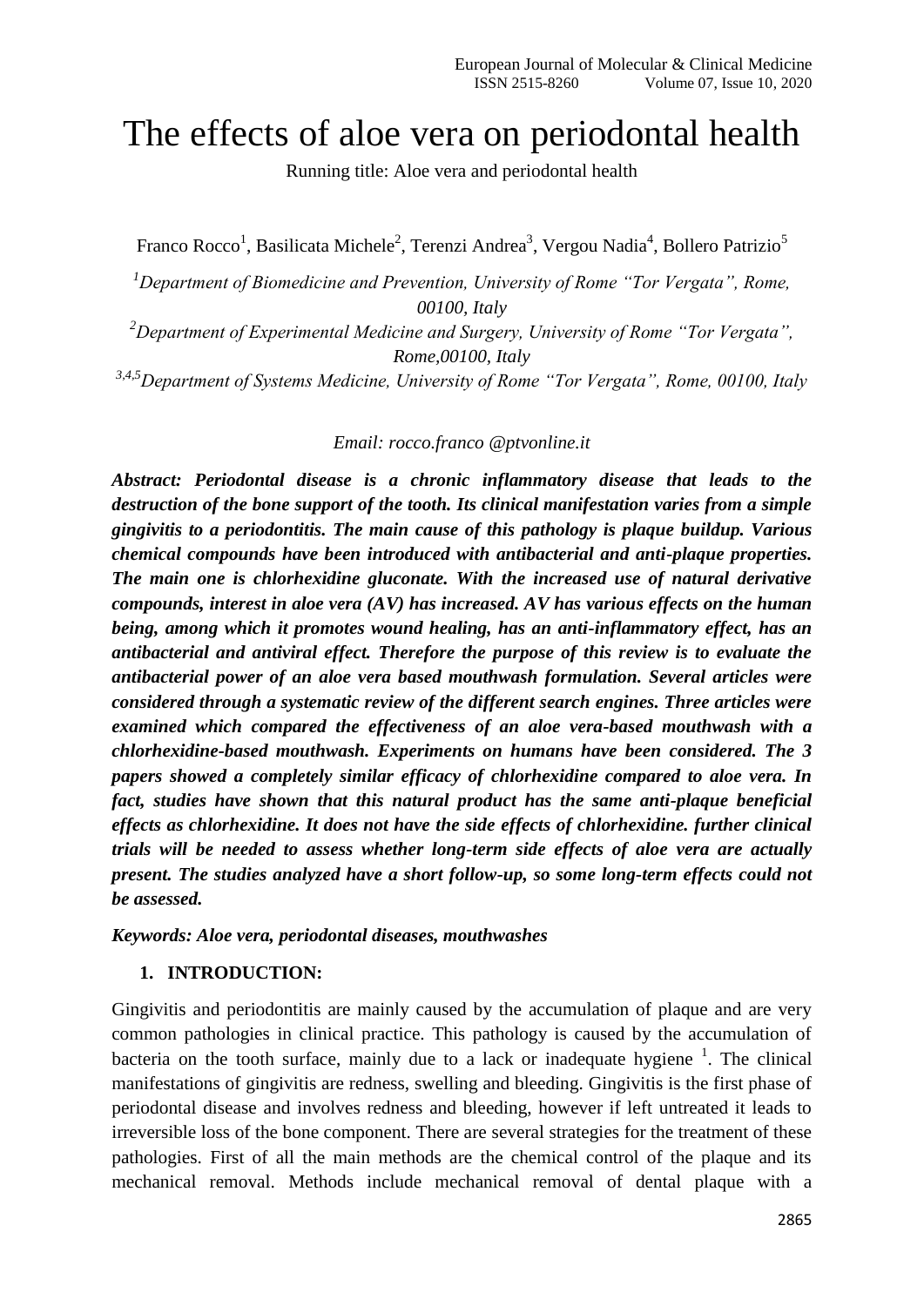# The effects of aloe vera on periodontal health

Running title: Aloe vera and periodontal health

Franco Rocco[1], Basilicata Michele[2], Terenzi Andrea[3], Vergou Nadia[4], Bollero Patrizio[5]

*[1]Department of Biomedicine and Prevention, University of Rome "Tor Vergata", Rome, 00100, Italy*

*[2]Department of Experimental Medicine and Surgery, University of Rome "Tor Vergata", Rome,00100, Italy*

*[3,4,5]Department of Systems Medicine, University of Rome "Tor Vergata", Rome, 00100, Italy*

*Email: rocco.franco @ptvonline.it*

***Abstract: Periodontal disease is a chronic inflammatory disease that leads to the destruction of the bone support of the tooth. Its clinical manifestation varies from a simple gingivitis to a periodontitis. The main cause of this pathology is plaque buildup. Various chemical compounds have been introduced with antibacterial and anti-plaque properties. The main one is chlorhexidine gluconate. With the increased use of natural derivative compounds, interest in aloe vera (AV) has increased. AV has various effects on the human being, among which it promotes wound healing, has an anti-inflammatory effect, has an antibacterial and antiviral effect. Therefore the purpose of this review is to evaluate the antibacterial power of an aloe vera based mouthwash formulation. Several articles were considered through a systematic review of the different search engines. Three articles were examined which compared the effectiveness of an aloe vera-based mouthwash with a chlorhexidine-based mouthwash. Experiments on humans have been considered. The 3 papers showed a completely similar efficacy of chlorhexidine compared to aloe vera. In fact, studies have shown that this natural product has the same anti-plaque beneficial effects as chlorhexidine. It does not have the side effects of chlorhexidine. further clinical trials will be needed to assess whether long-term side effects of aloe vera are actually present. The studies analyzed have a short follow-up, so some long-term effects could not be assessed.***

***Keywords: Aloe vera, periodontal diseases, mouthwashes***

## 1. INTRODUCTION:

Gingivitis and periodontitis are mainly caused by the accumulation of plaque and are very common pathologies in clinical practice. This pathology is caused by the accumulation of bacteria on the tooth surface, mainly due to a lack or inadequate hygiene [1]. The clinical manifestations of gingivitis are redness, swelling and bleeding. Gingivitis is the first phase of periodontal disease and involves redness and bleeding, however if left untreated it leads to irreversible loss of the bone component. There are several strategies for the treatment of these pathologies. First of all the main methods are the chemical control of the plaque and its mechanical removal. Methods include mechanical removal of dental plaque with a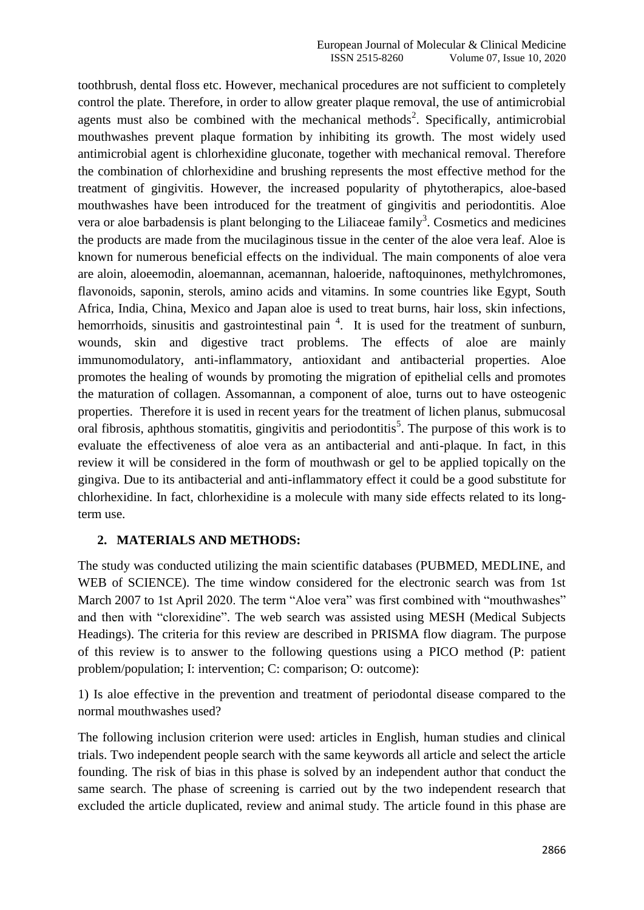toothbrush, dental floss etc. However, mechanical procedures are not sufficient to completely control the plate. Therefore, in order to allow greater plaque removal, the use of antimicrobial agents must also be combined with the mechanical methods[2]. Specifically, antimicrobial mouthwashes prevent plaque formation by inhibiting its growth. The most widely used antimicrobial agent is chlorhexidine gluconate, together with mechanical removal. Therefore the combination of chlorhexidine and brushing represents the most effective method for the treatment of gingivitis. However, the increased popularity of phytotherapics, aloe-based mouthwashes have been introduced for the treatment of gingivitis and periodontitis. Aloe vera or aloe barbadensis is plant belonging to the Liliaceae family[3]. Cosmetics and medicines the products are made from the mucilaginous tissue in the center of the aloe vera leaf. Aloe is known for numerous beneficial effects on the individual. The main components of aloe vera are aloin, aloeemodin, aloemannan, acemannan, haloeride, naftoquinones, methylchromones, flavonoids, saponin, sterols, amino acids and vitamins. In some countries like Egypt, South Africa, India, China, Mexico and Japan aloe is used to treat burns, hair loss, skin infections, hemorrhoids, sinusitis and gastrointestinal pain [4]. It is used for the treatment of sunburn, wounds, skin and digestive tract problems. The effects of aloe are mainly immunomodulatory, anti-inflammatory, antioxidant and antibacterial properties. Aloe promotes the healing of wounds by promoting the migration of epithelial cells and promotes the maturation of collagen. Assomannan, a component of aloe, turns out to have osteogenic properties. Therefore it is used in recent years for the treatment of lichen planus, submucosal oral fibrosis, aphthous stomatitis, gingivitis and periodontitis[5]. The purpose of this work is to evaluate the effectiveness of aloe vera as an antibacterial and anti-plaque. In fact, in this review it will be considered in the form of mouthwash or gel to be applied topically on the gingiva. Due to its antibacterial and anti-inflammatory effect it could be a good substitute for chlorhexidine. In fact, chlorhexidine is a molecule with many side effects related to its long-term use.

## 2. MATERIALS AND METHODS:

The study was conducted utilizing the main scientific databases (PUBMED, MEDLINE, and WEB of SCIENCE). The time window considered for the electronic search was from 1st March 2007 to 1st April 2020. The term "Aloe vera" was first combined with "mouthwashes" and then with "clorexidine". The web search was assisted using MESH (Medical Subjects Headings). The criteria for this review are described in PRISMA flow diagram. The purpose of this review is to answer to the following questions using a PICO method (P: patient problem/population; I: intervention; C: comparison; O: outcome):

1) Is aloe effective in the prevention and treatment of periodontal disease compared to the normal mouthwashes used?

The following inclusion criterion were used: articles in English, human studies and clinical trials. Two independent people search with the same keywords all article and select the article founding. The risk of bias in this phase is solved by an independent author that conduct the same search. The phase of screening is carried out by the two independent research that excluded the article duplicated, review and animal study. The article found in this phase are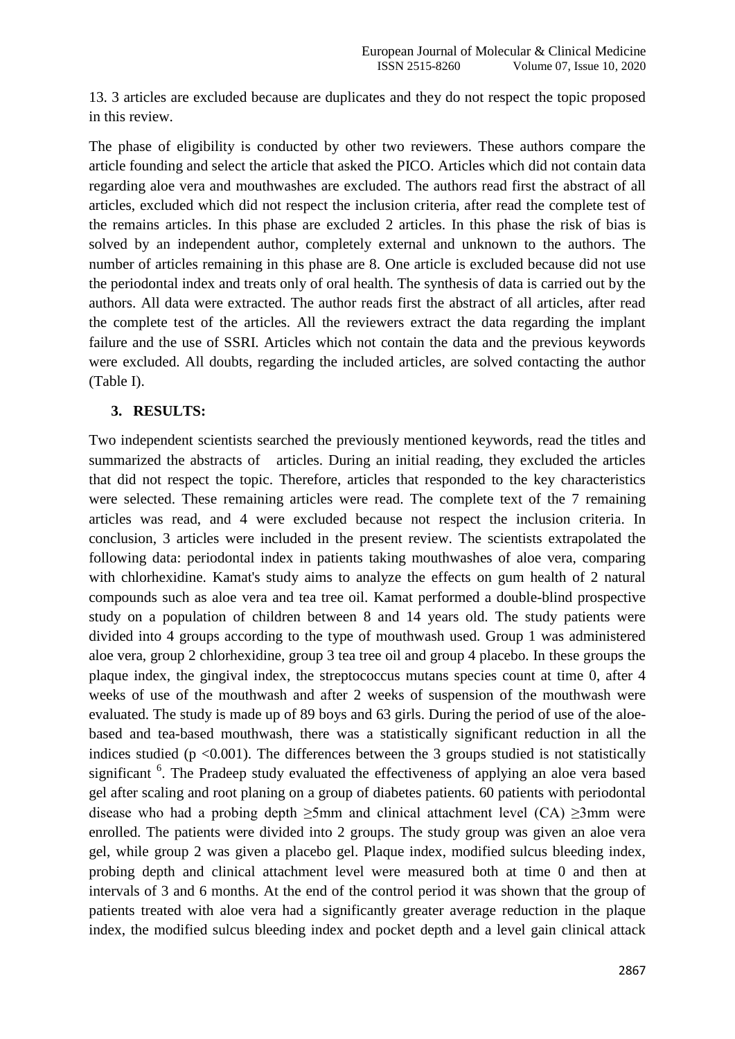13. 3 articles are excluded because are duplicates and they do not respect the topic proposed in this review.

The phase of eligibility is conducted by other two reviewers. These authors compare the article founding and select the article that asked the PICO. Articles which did not contain data regarding aloe vera and mouthwashes are excluded. The authors read first the abstract of all articles, excluded which did not respect the inclusion criteria, after read the complete test of the remains articles. In this phase are excluded 2 articles. In this phase the risk of bias is solved by an independent author, completely external and unknown to the authors. The number of articles remaining in this phase are 8. One article is excluded because did not use the periodontal index and treats only of oral health. The synthesis of data is carried out by the authors. All data were extracted. The author reads first the abstract of all articles, after read the complete test of the articles. All the reviewers extract the data regarding the implant failure and the use of SSRI. Articles which not contain the data and the previous keywords were excluded. All doubts, regarding the included articles, are solved contacting the author (Table I).

## 3. RESULTS:

Two independent scientists searched the previously mentioned keywords, read the titles and summarized the abstracts of articles. During an initial reading, they excluded the articles that did not respect the topic. Therefore, articles that responded to the key characteristics were selected. These remaining articles were read. The complete text of the 7 remaining articles was read, and 4 were excluded because not respect the inclusion criteria. In conclusion, 3 articles were included in the present review. The scientists extrapolated the following data: periodontal index in patients taking mouthwashes of aloe vera, comparing with chlorhexidine. Kamat's study aims to analyze the effects on gum health of 2 natural compounds such as aloe vera and tea tree oil. Kamat performed a double-blind prospective study on a population of children between 8 and 14 years old. The study patients were divided into 4 groups according to the type of mouthwash used. Group 1 was administered aloe vera, group 2 chlorhexidine, group 3 tea tree oil and group 4 placebo. In these groups the plaque index, the gingival index, the streptococcus mutans species count at time 0, after 4 weeks of use of the mouthwash and after 2 weeks of suspension of the mouthwash were evaluated. The study is made up of 89 boys and 63 girls. During the period of use of the aloe-based and tea-based mouthwash, there was a statistically significant reduction in all the indices studied ($p < 0.001$). The differences between the 3 groups studied is not statistically significant [6]. The Pradeep study evaluated the effectiveness of applying an aloe vera based gel after scaling and root planing on a group of diabetes patients. 60 patients with periodontal disease who had a probing depth ≥5mm and clinical attachment level (CA) ≥3mm were enrolled. The patients were divided into 2 groups. The study group was given an aloe vera gel, while group 2 was given a placebo gel. Plaque index, modified sulcus bleeding index, probing depth and clinical attachment level were measured both at time 0 and then at intervals of 3 and 6 months. At the end of the control period it was shown that the group of patients treated with aloe vera had a significantly greater average reduction in the plaque index, the modified sulcus bleeding index and pocket depth and a level gain clinical attack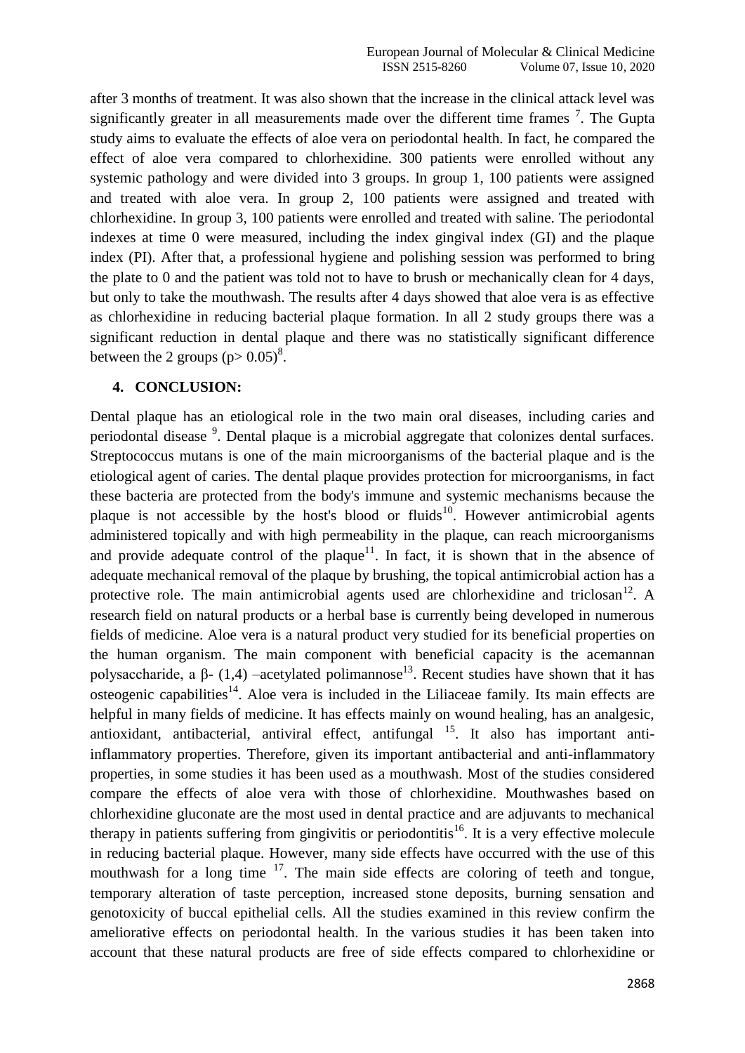after 3 months of treatment. It was also shown that the increase in the clinical attack level was significantly greater in all measurements made over the different time frames [7]. The Gupta study aims to evaluate the effects of aloe vera on periodontal health. In fact, he compared the effect of aloe vera compared to chlorhexidine. 300 patients were enrolled without any systemic pathology and were divided into 3 groups. In group 1, 100 patients were assigned and treated with aloe vera. In group 2, 100 patients were assigned and treated with chlorhexidine. In group 3, 100 patients were enrolled and treated with saline. The periodontal indexes at time 0 were measured, including the index gingival index (GI) and the plaque index (PI). After that, a professional hygiene and polishing session was performed to bring the plate to 0 and the patient was told not to have to brush or mechanically clean for 4 days, but only to take the mouthwash. The results after 4 days showed that aloe vera is as effective as chlorhexidine in reducing bacterial plaque formation. In all 2 study groups there was a significant reduction in dental plaque and there was no statistically significant difference between the 2 groups ($p > 0.05$)[8].

## 4. CONCLUSION:

Dental plaque has an etiological role in the two main oral diseases, including caries and periodontal disease [9]. Dental plaque is a microbial aggregate that colonizes dental surfaces. Streptococcus mutans is one of the main microorganisms of the bacterial plaque and is the etiological agent of caries. The dental plaque provides protection for microorganisms, in fact these bacteria are protected from the body's immune and systemic mechanisms because the plaque is not accessible by the host's blood or fluids[10]. However antimicrobial agents administered topically and with high permeability in the plaque, can reach microorganisms and provide adequate control of the plaque[11]. In fact, it is shown that in the absence of adequate mechanical removal of the plaque by brushing, the topical antimicrobial action has a protective role. The main antimicrobial agents used are chlorhexidine and triclosan[12]. A research field on natural products or a herbal base is currently being developed in numerous fields of medicine. Aloe vera is a natural product very studied for its beneficial properties on the human organism. The main component with beneficial capacity is the acemannan polysaccharide, a β- (1,4) –acetylated polimannose[13]. Recent studies have shown that it has osteogenic capabilities[14]. Aloe vera is included in the Liliaceae family. Its main effects are helpful in many fields of medicine. It has effects mainly on wound healing, has an analgesic, antioxidant, antibacterial, antiviral effect, antifungal [15]. It also has important anti-inflammatory properties. Therefore, given its important antibacterial and anti-inflammatory properties, in some studies it has been used as a mouthwash. Most of the studies considered compare the effects of aloe vera with those of chlorhexidine. Mouthwashes based on chlorhexidine gluconate are the most used in dental practice and are adjuvants to mechanical therapy in patients suffering from gingivitis or periodontitis[16]. It is a very effective molecule in reducing bacterial plaque. However, many side effects have occurred with the use of this mouthwash for a long time [17]. The main side effects are coloring of teeth and tongue, temporary alteration of taste perception, increased stone deposits, burning sensation and genotoxicity of buccal epithelial cells. All the studies examined in this review confirm the ameliorative effects on periodontal health. In the various studies it has been taken into account that these natural products are free of side effects compared to chlorhexidine or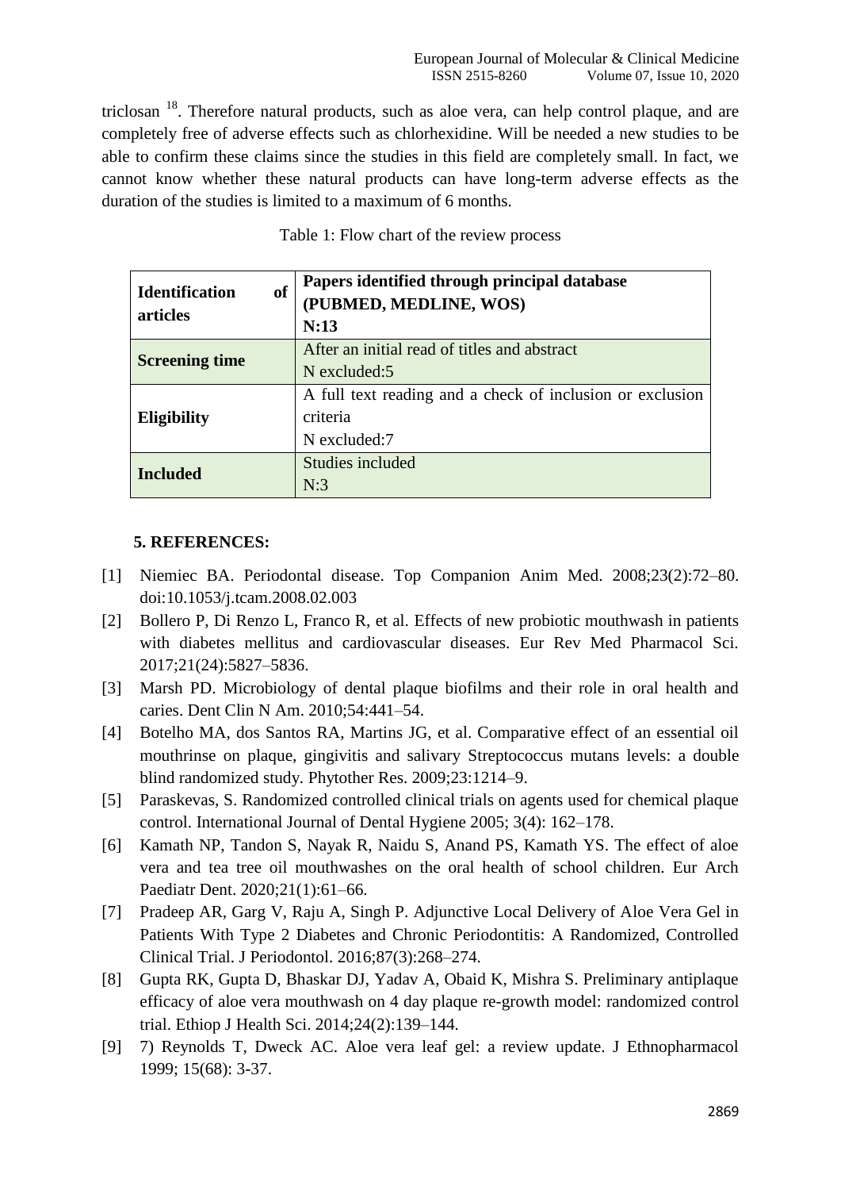triclosan [18]. Therefore natural products, such as aloe vera, can help control plaque, and are completely free of adverse effects such as chlorhexidine. Will be needed a new studies to be able to confirm these claims since the studies in this field are completely small. In fact, we cannot know whether these natural products can have long-term adverse effects as the duration of the studies is limited to a maximum of 6 months.

Table 1: Flow chart of the review process

| | |
|---|---|
| **Identification of articles** | **Papers identified through principal database (PUBMED, MEDLINE, WOS) N:13** |
| **Screening time** | After an initial read of titles and abstract N excluded:5 |
| **Eligibility** | A full text reading and a check of inclusion or exclusion criteria N excluded:7 |
| **Included** | Studies included N:3 |

## 5. REFERENCES:

[1] Niemiec BA. Periodontal disease. Top Companion Anim Med. 2008;23(2):72–80. doi:10.1053/j.tcam.2008.02.003

[2] Bollero P, Di Renzo L, Franco R, et al. Effects of new probiotic mouthwash in patients with diabetes mellitus and cardiovascular diseases. Eur Rev Med Pharmacol Sci. 2017;21(24):5827–5836.

[3] Marsh PD. Microbiology of dental plaque biofilms and their role in oral health and caries. Dent Clin N Am. 2010;54:441–54.

[4] Botelho MA, dos Santos RA, Martins JG, et al. Comparative effect of an essential oil mouthrinse on plaque, gingivitis and salivary Streptococcus mutans levels: a double blind randomized study. Phytother Res. 2009;23:1214–9.

[5] Paraskevas, S. Randomized controlled clinical trials on agents used for chemical plaque control. International Journal of Dental Hygiene 2005; 3(4): 162–178.

[6] Kamath NP, Tandon S, Nayak R, Naidu S, Anand PS, Kamath YS. The effect of aloe vera and tea tree oil mouthwashes on the oral health of school children. Eur Arch Paediatr Dent. 2020;21(1):61–66.

[7] Pradeep AR, Garg V, Raju A, Singh P. Adjunctive Local Delivery of Aloe Vera Gel in Patients With Type 2 Diabetes and Chronic Periodontitis: A Randomized, Controlled Clinical Trial. J Periodontol. 2016;87(3):268–274.

[8] Gupta RK, Gupta D, Bhaskar DJ, Yadav A, Obaid K, Mishra S. Preliminary antiplaque efficacy of aloe vera mouthwash on 4 day plaque re-growth model: randomized control trial. Ethiop J Health Sci. 2014;24(2):139–144.

[9] 7) Reynolds T, Dweck AC. Aloe vera leaf gel: a review update. J Ethnopharmacol 1999; 15(68): 3-37.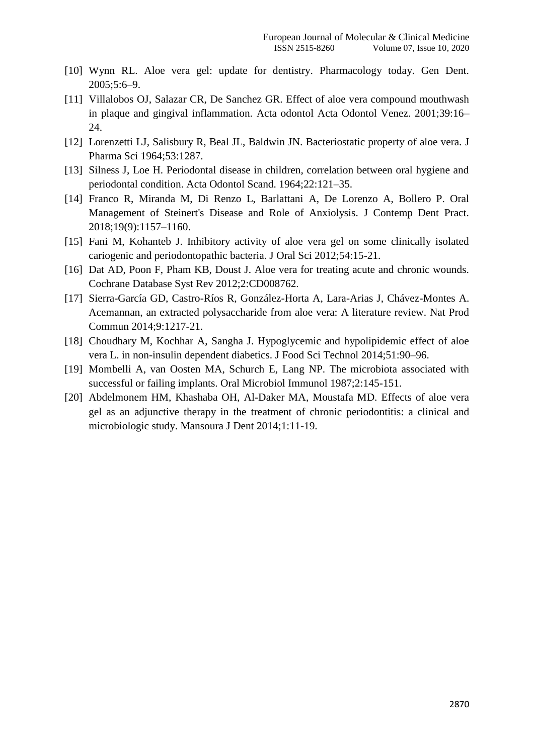[10] Wynn RL. Aloe vera gel: update for dentistry. Pharmacology today. Gen Dent. 2005;5:6–9.

[11] Villalobos OJ, Salazar CR, De Sanchez GR. Effect of aloe vera compound mouthwash in plaque and gingival inflammation. Acta odontol Acta Odontol Venez. 2001;39:16–24.

[12] Lorenzetti LJ, Salisbury R, Beal JL, Baldwin JN. Bacteriostatic property of aloe vera. J Pharma Sci 1964;53:1287.

[13] Silness J, Loe H. Periodontal disease in children, correlation between oral hygiene and periodontal condition. Acta Odontol Scand. 1964;22:121–35.

[14] Franco R, Miranda M, Di Renzo L, Barlattani A, De Lorenzo A, Bollero P. Oral Management of Steinert's Disease and Role of Anxiolysis. J Contemp Dent Pract. 2018;19(9):1157–1160.

[15] Fani M, Kohanteb J. Inhibitory activity of aloe vera gel on some clinically isolated cariogenic and periodontopathic bacteria. J Oral Sci 2012;54:15-21.

[16] Dat AD, Poon F, Pham KB, Doust J. Aloe vera for treating acute and chronic wounds. Cochrane Database Syst Rev 2012;2:CD008762.

[17] Sierra-García GD, Castro-Ríos R, González-Horta A, Lara-Arias J, Chávez-Montes A. Acemannan, an extracted polysaccharide from aloe vera: A literature review. Nat Prod Commun 2014;9:1217-21.

[18] Choudhary M, Kochhar A, Sangha J. Hypoglycemic and hypolipidemic effect of aloe vera L. in non-insulin dependent diabetics. J Food Sci Technol 2014;51:90–96.

[19] Mombelli A, van Oosten MA, Schurch E, Lang NP. The microbiota associated with successful or failing implants. Oral Microbiol Immunol 1987;2:145-151.

[20] Abdelmonem HM, Khashaba OH, Al-Daker MA, Moustafa MD. Effects of aloe vera gel as an adjunctive therapy in the treatment of chronic periodontitis: a clinical and microbiologic study. Mansoura J Dent 2014;1:11-19.